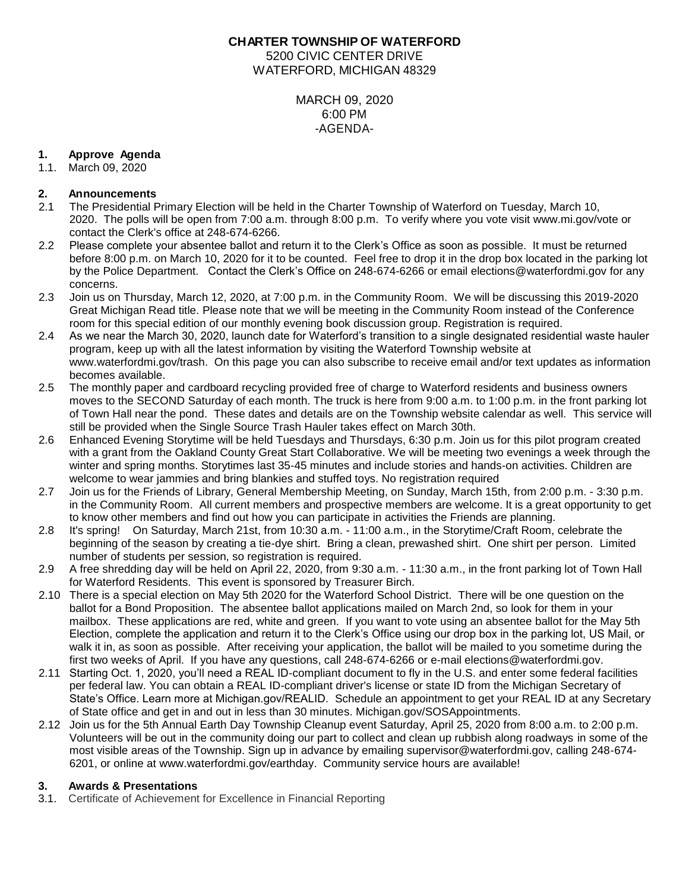**CHARTER TOWNSHIP OF WATERFORD**
5200 CIVIC CENTER DRIVE
WATERFORD, MICHIGAN 48329

MARCH 09, 2020
6:00 PM
-AGENDA-

**1. Approve Agenda**

1.1. March 09, 2020

**2. Announcements**

2.1 The Presidential Primary Election will be held in the Charter Township of Waterford on Tuesday, March 10, 2020. The polls will be open from 7:00 a.m. through 8:00 p.m. To verify where you vote visit www.mi.gov/vote or contact the Clerk's office at 248-674-6266.

2.2 Please complete your absentee ballot and return it to the Clerk's Office as soon as possible. It must be returned before 8:00 p.m. on March 10, 2020 for it to be counted. Feel free to drop it in the drop box located in the parking lot by the Police Department. Contact the Clerk's Office on 248-674-6266 or email elections@waterfordmi.gov for any concerns.

2.3 Join us on Thursday, March 12, 2020, at 7:00 p.m. in the Community Room. We will be discussing this 2019-2020 Great Michigan Read title. Please note that we will be meeting in the Community Room instead of the Conference room for this special edition of our monthly evening book discussion group. Registration is required.

2.4 As we near the March 30, 2020, launch date for Waterford's transition to a single designated residential waste hauler program, keep up with all the latest information by visiting the Waterford Township website at www.waterfordmi.gov/trash. On this page you can also subscribe to receive email and/or text updates as information becomes available.

2.5 The monthly paper and cardboard recycling provided free of charge to Waterford residents and business owners moves to the SECOND Saturday of each month. The truck is here from 9:00 a.m. to 1:00 p.m. in the front parking lot of Town Hall near the pond. These dates and details are on the Township website calendar as well. This service will still be provided when the Single Source Trash Hauler takes effect on March 30th.

2.6 Enhanced Evening Storytime will be held Tuesdays and Thursdays, 6:30 p.m. Join us for this pilot program created with a grant from the Oakland County Great Start Collaborative. We will be meeting two evenings a week through the winter and spring months. Storytimes last 35-45 minutes and include stories and hands-on activities. Children are welcome to wear jammies and bring blankies and stuffed toys. No registration required

2.7 Join us for the Friends of Library, General Membership Meeting, on Sunday, March 15th, from 2:00 p.m. - 3:30 p.m. in the Community Room. All current members and prospective members are welcome. It is a great opportunity to get to know other members and find out how you can participate in activities the Friends are planning.

2.8 It's spring! On Saturday, March 21st, from 10:30 a.m. - 11:00 a.m., in the Storytime/Craft Room, celebrate the beginning of the season by creating a tie-dye shirt. Bring a clean, prewashed shirt. One shirt per person. Limited number of students per session, so registration is required.

2.9 A free shredding day will be held on April 22, 2020, from 9:30 a.m. - 11:30 a.m., in the front parking lot of Town Hall for Waterford Residents. This event is sponsored by Treasurer Birch.

2.10 There is a special election on May 5th 2020 for the Waterford School District. There will be one question on the ballot for a Bond Proposition. The absentee ballot applications mailed on March 2nd, so look for them in your mailbox. These applications are red, white and green. If you want to vote using an absentee ballot for the May 5th Election, complete the application and return it to the Clerk's Office using our drop box in the parking lot, US Mail, or walk it in, as soon as possible. After receiving your application, the ballot will be mailed to you sometime during the first two weeks of April. If you have any questions, call 248-674-6266 or e-mail elections@waterfordmi.gov.

2.11 Starting Oct. 1, 2020, you'll need a REAL ID-compliant document to fly in the U.S. and enter some federal facilities per federal law. You can obtain a REAL ID-compliant driver's license or state ID from the Michigan Secretary of State's Office. Learn more at Michigan.gov/REALID. Schedule an appointment to get your REAL ID at any Secretary of State office and get in and out in less than 30 minutes. Michigan.gov/SOSAppointments.

2.12 Join us for the 5th Annual Earth Day Township Cleanup event Saturday, April 25, 2020 from 8:00 a.m. to 2:00 p.m. Volunteers will be out in the community doing our part to collect and clean up rubbish along roadways in some of the most visible areas of the Township. Sign up in advance by emailing supervisor@waterfordmi.gov, calling 248-674-6201, or online at www.waterfordmi.gov/earthday. Community service hours are available!

**3. Awards & Presentations**

3.1. Certificate of Achievement for Excellence in Financial Reporting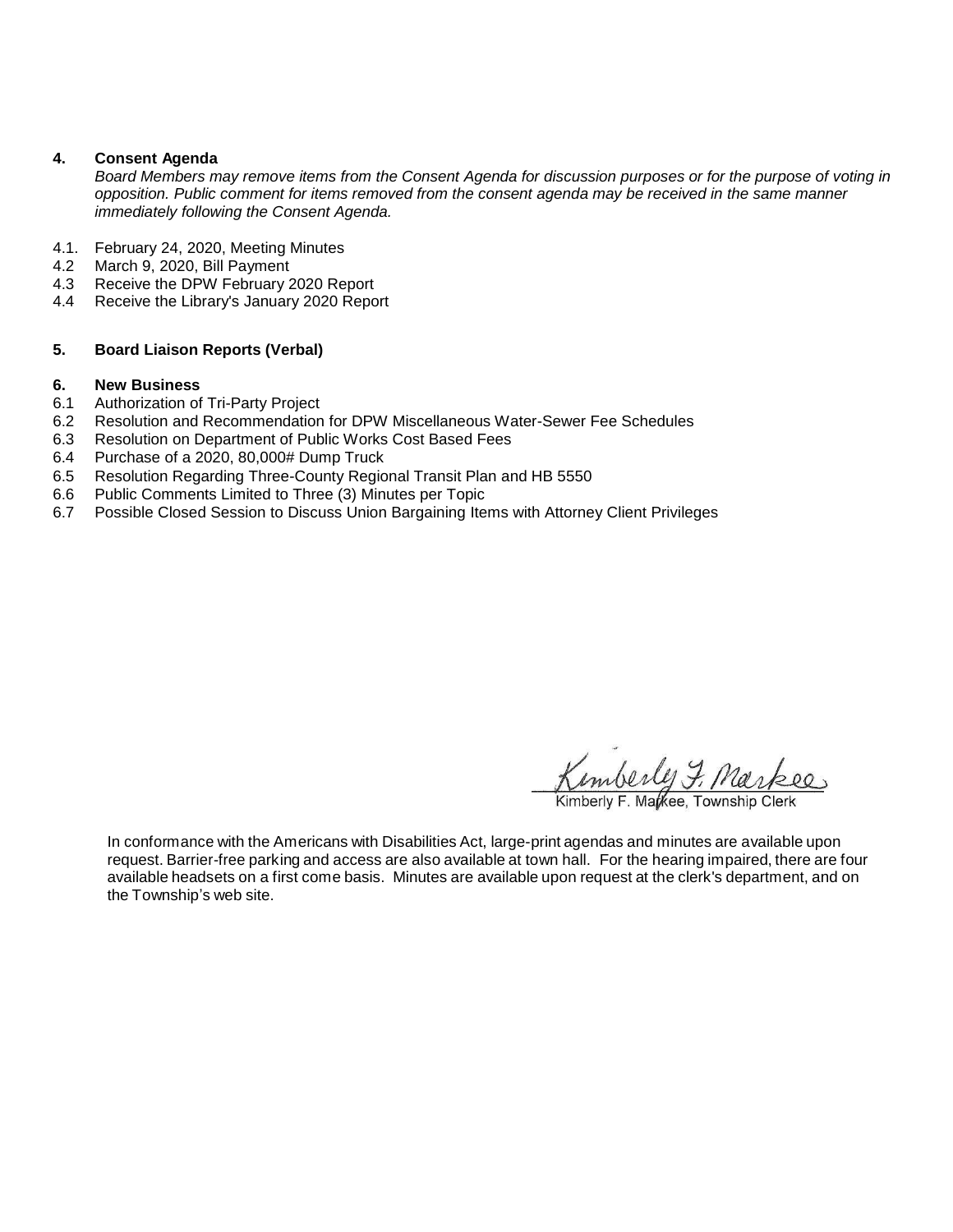## 4. Consent Agenda

*Board Members may remove items from the Consent Agenda for discussion purposes or for the purpose of voting in opposition. Public comment for items removed from the consent agenda may be received in the same manner immediately following the Consent Agenda.*

- 4.1. February 24, 2020, Meeting Minutes
- 4.2 March 9, 2020, Bill Payment
- 4.3 Receive the DPW February 2020 Report
- 4.4 Receive the Library's January 2020 Report

## 5. Board Liaison Reports (Verbal)

## 6. New Business

- 6.1 Authorization of Tri-Party Project
- 6.2 Resolution and Recommendation for DPW Miscellaneous Water-Sewer Fee Schedules
- 6.3 Resolution on Department of Public Works Cost Based Fees
- 6.4 Purchase of a 2020, 80,000# Dump Truck
- 6.5 Resolution Regarding Three-County Regional Transit Plan and HB 5550
- 6.6 Public Comments Limited to Three (3) Minutes per Topic
- 6.7 Possible Closed Session to Discuss Union Bargaining Items with Attorney Client Privileges

Kimberly F. Markee

Kimberly F. Markee, Township Clerk

In conformance with the Americans with Disabilities Act, large-print agendas and minutes are available upon request. Barrier-free parking and access are also available at town hall. For the hearing impaired, there are four available headsets on a first come basis. Minutes are available upon request at the clerk's department, and on the Township's web site.